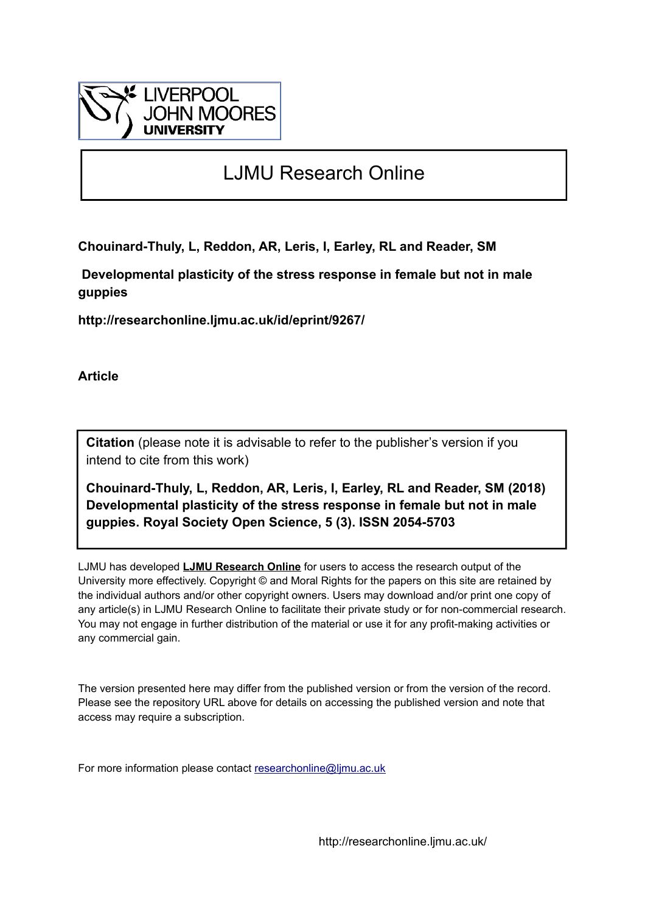LIVERPOOL JOHN MOORES UNIVERSITY

# LJMU Research Online

**Chouinard-Thuly, L, Reddon, AR, Leris, I, Earley, RL and Reader, SM**

**Developmental plasticity of the stress response in female but not in male guppies**

**http://researchonline.ljmu.ac.uk/id/eprint/9267/**

**Article**

**Citation** (please note it is advisable to refer to the publisher's version if you intend to cite from this work)

**Chouinard-Thuly, L, Reddon, AR, Leris, I, Earley, RL and Reader, SM (2018) Developmental plasticity of the stress response in female but not in male guppies. Royal Society Open Science, 5 (3). ISSN 2054-5703**

LJMU has developed **LJMU Research Online** for users to access the research output of the University more effectively. Copyright © and Moral Rights for the papers on this site are retained by the individual authors and/or other copyright owners. Users may download and/or print one copy of any article(s) in LJMU Research Online to facilitate their private study or for non-commercial research. You may not engage in further distribution of the material or use it for any profit-making activities or any commercial gain.

The version presented here may differ from the published version or from the version of the record. Please see the repository URL above for details on accessing the published version and note that access may require a subscription.

For more information please contact researchonline@ljmu.ac.uk

http://researchonline.ljmu.ac.uk/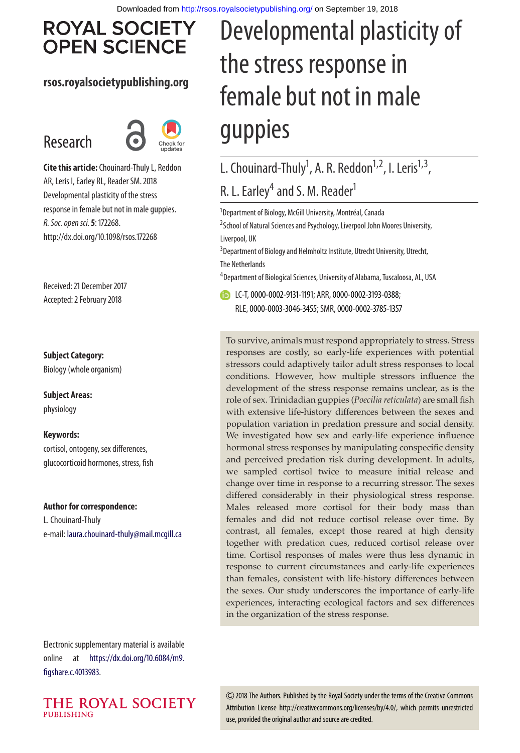# Developmental plasticity of the stress response in female but not in male guppies

L. Chouinard-Thuly[1], A. R. Reddon[1,2], I. Leris[1,3], R. L. Earley[4] and S. M. Reader[1]

[1]Department of Biology, McGill University, Montréal, Canada

[2]School of Natural Sciences and Psychology, Liverpool John Moores University, Liverpool, UK

[3]Department of Biology and Helmholtz Institute, Utrecht University, Utrecht, The Netherlands

[4]Department of Biological Sciences, University of Alabama, Tuscaloosa, AL, USA

LC-T, 0000-0002-9131-1191; ARR, 0000-0002-3193-0388; RLE, 0000-0003-3046-3455; SMR, 0000-0002-3785-1357

**Research**

**Cite this article:** Chouinard-Thuly L, Reddon AR, Leris I, Earley RL, Reader SM. 2018 Developmental plasticity of the stress response in female but not in male guppies. *R. Soc. open sci.* **5**: 172268. http://dx.doi.org/10.1098/rsos.172268

Received: 21 December 2017

Accepted: 2 February 2018

**Subject Category:**

Biology (whole organism)

**Subject Areas:**

physiology

**Keywords:**

cortisol, ontogeny, sex differences, glucocorticoid hormones, stress, fish

**Author for correspondence:**

L. Chouinard-Thuly

e-mail: laura.chouinard-thuly@mail.mcgill.ca

To survive, animals must respond appropriately to stress. Stress responses are costly, so early-life experiences with potential stressors could adaptively tailor adult stress responses to local conditions. However, how multiple stressors influence the development of the stress response remains unclear, as is the role of sex. Trinidadian guppies (*Poecilia reticulata*) are small fish with extensive life-history differences between the sexes and population variation in predation pressure and social density. We investigated how sex and early-life experience influence hormonal stress responses by manipulating conspecific density and perceived predation risk during development. In adults, we sampled cortisol twice to measure initial release and change over time in response to a recurring stressor. The sexes differed considerably in their physiological stress response. Males released more cortisol for their body mass than females and did not reduce cortisol release over time. By contrast, all females, except those reared at high density together with predation cues, reduced cortisol release over time. Cortisol responses of males were thus less dynamic in response to current circumstances and early-life experiences than females, consistent with life-history differences between the sexes. Our study underscores the importance of early-life experiences, interacting ecological factors and sex differences in the organization of the stress response.

Electronic supplementary material is available online at https://dx.doi.org/10.6084/m9.figshare.c.4013983.

© 2018 The Authors. Published by the Royal Society under the terms of the Creative Commons Attribution License http://creativecommons.org/licenses/by/4.0/, which permits unrestricted use, provided the original author and source are credited.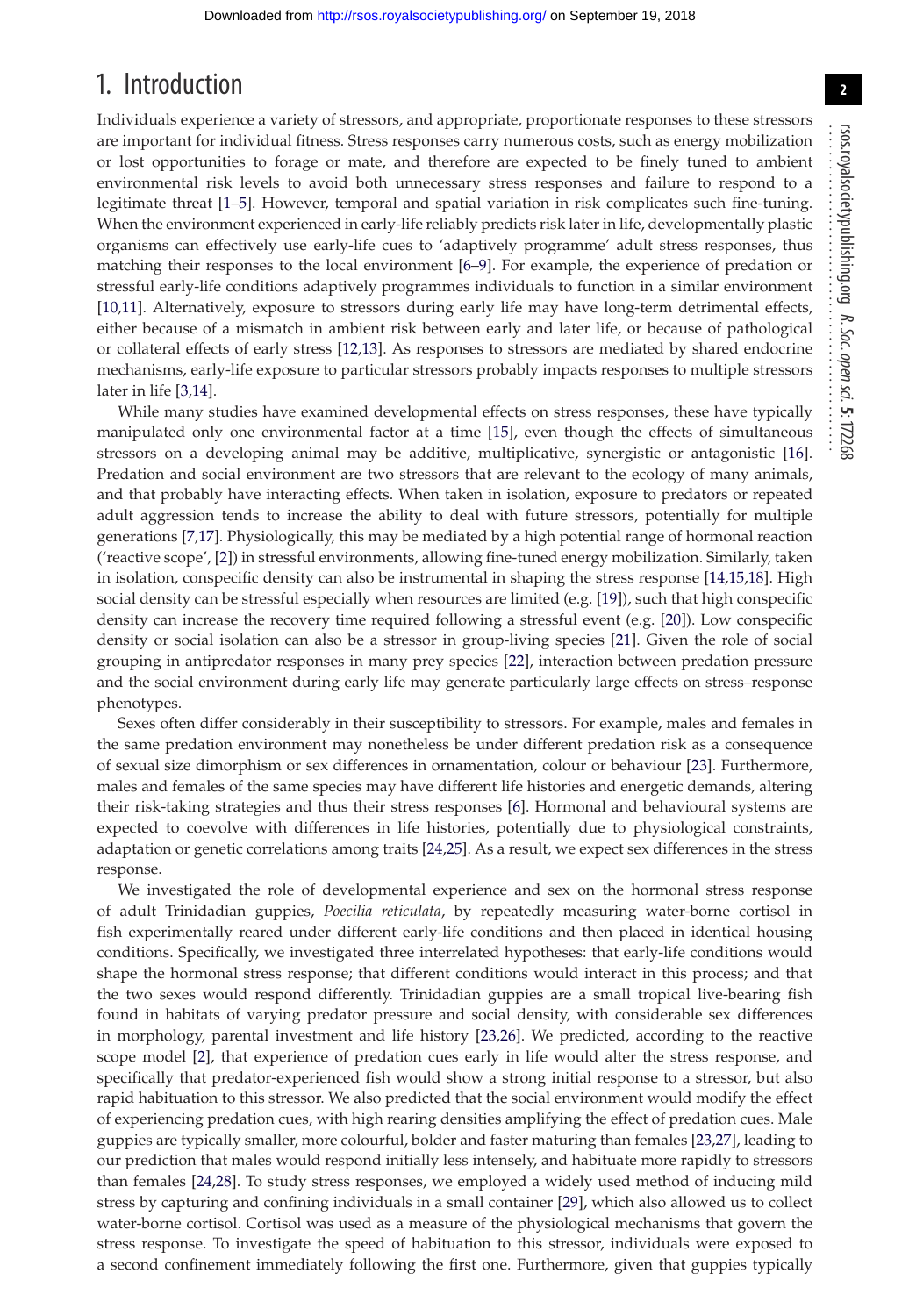# 1. Introduction

Individuals experience a variety of stressors, and appropriate, proportionate responses to these stressors are important for individual fitness. Stress responses carry numerous costs, such as energy mobilization or lost opportunities to forage or mate, and therefore are expected to be finely tuned to ambient environmental risk levels to avoid both unnecessary stress responses and failure to respond to a legitimate threat [1–5]. However, temporal and spatial variation in risk complicates such fine-tuning. When the environment experienced in early-life reliably predicts risk later in life, developmentally plastic organisms can effectively use early-life cues to 'adaptively programme' adult stress responses, thus matching their responses to the local environment [6–9]. For example, the experience of predation or stressful early-life conditions adaptively programmes individuals to function in a similar environment [10,11]. Alternatively, exposure to stressors during early life may have long-term detrimental effects, either because of a mismatch in ambient risk between early and later life, or because of pathological or collateral effects of early stress [12,13]. As responses to stressors are mediated by shared endocrine mechanisms, early-life exposure to particular stressors probably impacts responses to multiple stressors later in life [3,14].

While many studies have examined developmental effects on stress responses, these have typically manipulated only one environmental factor at a time [15], even though the effects of simultaneous stressors on a developing animal may be additive, multiplicative, synergistic or antagonistic [16]. Predation and social environment are two stressors that are relevant to the ecology of many animals, and that probably have interacting effects. When taken in isolation, exposure to predators or repeated adult aggression tends to increase the ability to deal with future stressors, potentially for multiple generations [7,17]. Physiologically, this may be mediated by a high potential range of hormonal reaction ('reactive scope', [2]) in stressful environments, allowing fine-tuned energy mobilization. Similarly, taken in isolation, conspecific density can also be instrumental in shaping the stress response [14,15,18]. High social density can be stressful especially when resources are limited (e.g. [19]), such that high conspecific density can increase the recovery time required following a stressful event (e.g. [20]). Low conspecific density or social isolation can also be a stressor in group-living species [21]. Given the role of social grouping in antipredator responses in many prey species [22], interaction between predation pressure and the social environment during early life may generate particularly large effects on stress–response phenotypes.

Sexes often differ considerably in their susceptibility to stressors. For example, males and females in the same predation environment may nonetheless be under different predation risk as a consequence of sexual size dimorphism or sex differences in ornamentation, colour or behaviour [23]. Furthermore, males and females of the same species may have different life histories and energetic demands, altering their risk-taking strategies and thus their stress responses [6]. Hormonal and behavioural systems are expected to coevolve with differences in life histories, potentially due to physiological constraints, adaptation or genetic correlations among traits [24,25]. As a result, we expect sex differences in the stress response.

We investigated the role of developmental experience and sex on the hormonal stress response of adult Trinidadian guppies, *Poecilia reticulata*, by repeatedly measuring water-borne cortisol in fish experimentally reared under different early-life conditions and then placed in identical housing conditions. Specifically, we investigated three interrelated hypotheses: that early-life conditions would shape the hormonal stress response; that different conditions would interact in this process; and that the two sexes would respond differently. Trinidadian guppies are a small tropical live-bearing fish found in habitats of varying predator pressure and social density, with considerable sex differences in morphology, parental investment and life history [23,26]. We predicted, according to the reactive scope model [2], that experience of predation cues early in life would alter the stress response, and specifically that predator-experienced fish would show a strong initial response to a stressor, but also rapid habituation to this stressor. We also predicted that the social environment would modify the effect of experiencing predation cues, with high rearing densities amplifying the effect of predation cues. Male guppies are typically smaller, more colourful, bolder and faster maturing than females [23,27], leading to our prediction that males would respond initially less intensely, and habituate more rapidly to stressors than females [24,28]. To study stress responses, we employed a widely used method of inducing mild stress by capturing and confining individuals in a small container [29], which also allowed us to collect water-borne cortisol. Cortisol was used as a measure of the physiological mechanisms that govern the stress response. To investigate the speed of habituation to this stressor, individuals were exposed to a second confinement immediately following the first one. Furthermore, given that guppies typically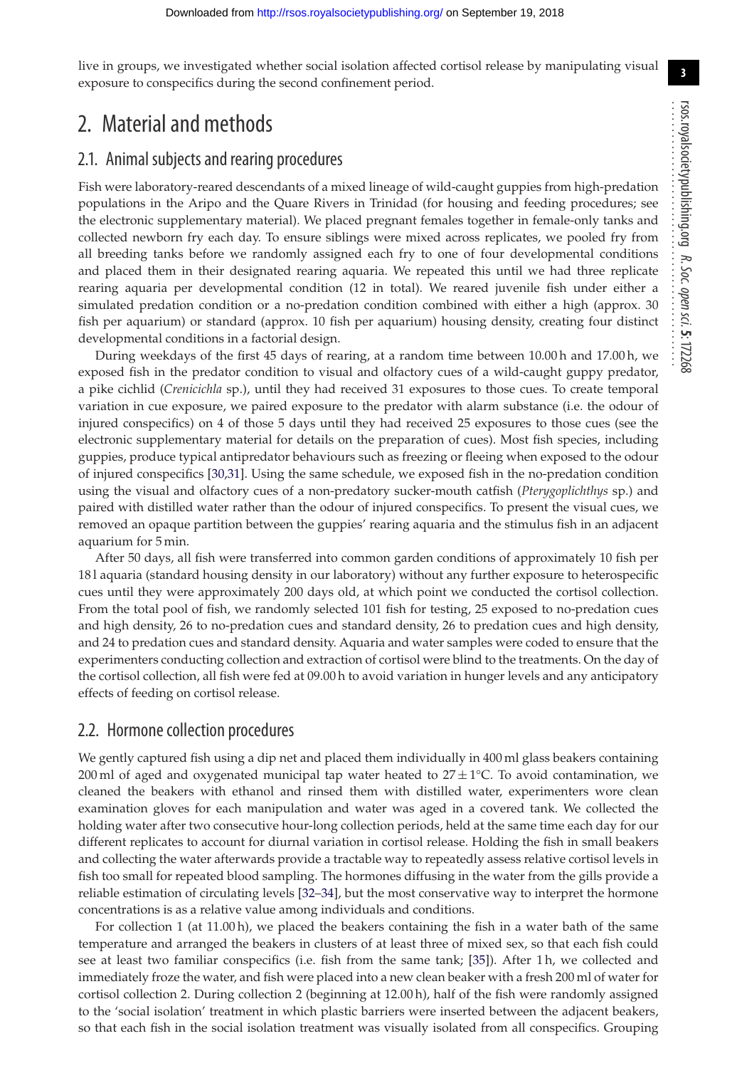live in groups, we investigated whether social isolation affected cortisol release by manipulating visual exposure to conspecifics during the second confinement period.

# 2. Material and methods

## 2.1. Animal subjects and rearing procedures

Fish were laboratory-reared descendants of a mixed lineage of wild-caught guppies from high-predation populations in the Aripo and the Quare Rivers in Trinidad (for housing and feeding procedures; see the electronic supplementary material). We placed pregnant females together in female-only tanks and collected newborn fry each day. To ensure siblings were mixed across replicates, we pooled fry from all breeding tanks before we randomly assigned each fry to one of four developmental conditions and placed them in their designated rearing aquaria. We repeated this until we had three replicate rearing aquaria per developmental condition (12 in total). We reared juvenile fish under either a simulated predation condition or a no-predation condition combined with either a high (approx. 30 fish per aquarium) or standard (approx. 10 fish per aquarium) housing density, creating four distinct developmental conditions in a factorial design.

During weekdays of the first 45 days of rearing, at a random time between 10.00 h and 17.00 h, we exposed fish in the predator condition to visual and olfactory cues of a wild-caught guppy predator, a pike cichlid (*Crenicichla* sp.), until they had received 31 exposures to those cues. To create temporal variation in cue exposure, we paired exposure to the predator with alarm substance (i.e. the odour of injured conspecifics) on 4 of those 5 days until they had received 25 exposures to those cues (see the electronic supplementary material for details on the preparation of cues). Most fish species, including guppies, produce typical antipredator behaviours such as freezing or fleeing when exposed to the odour of injured conspecifics [30,31]. Using the same schedule, we exposed fish in the no-predation condition using the visual and olfactory cues of a non-predatory sucker-mouth catfish (*Pterygoplichthys* sp.) and paired with distilled water rather than the odour of injured conspecifics. To present the visual cues, we removed an opaque partition between the guppies' rearing aquaria and the stimulus fish in an adjacent aquarium for 5 min.

After 50 days, all fish were transferred into common garden conditions of approximately 10 fish per 18 l aquaria (standard housing density in our laboratory) without any further exposure to heterospecific cues until they were approximately 200 days old, at which point we conducted the cortisol collection. From the total pool of fish, we randomly selected 101 fish for testing, 25 exposed to no-predation cues and high density, 26 to no-predation cues and standard density, 26 to predation cues and high density, and 24 to predation cues and standard density. Aquaria and water samples were coded to ensure that the experimenters conducting collection and extraction of cortisol were blind to the treatments. On the day of the cortisol collection, all fish were fed at 09.00 h to avoid variation in hunger levels and any anticipatory effects of feeding on cortisol release.

## 2.2. Hormone collection procedures

We gently captured fish using a dip net and placed them individually in 400 ml glass beakers containing 200 ml of aged and oxygenated municipal tap water heated to $27 \pm 1$°C. To avoid contamination, we cleaned the beakers with ethanol and rinsed them with distilled water, experimenters wore clean examination gloves for each manipulation and water was aged in a covered tank. We collected the holding water after two consecutive hour-long collection periods, held at the same time each day for our different replicates to account for diurnal variation in cortisol release. Holding the fish in small beakers and collecting the water afterwards provide a tractable way to repeatedly assess relative cortisol levels in fish too small for repeated blood sampling. The hormones diffusing in the water from the gills provide a reliable estimation of circulating levels [32–34], but the most conservative way to interpret the hormone concentrations is as a relative value among individuals and conditions.

For collection 1 (at 11.00 h), we placed the beakers containing the fish in a water bath of the same temperature and arranged the beakers in clusters of at least three of mixed sex, so that each fish could see at least two familiar conspecifics (i.e. fish from the same tank; [35]). After 1 h, we collected and immediately froze the water, and fish were placed into a new clean beaker with a fresh 200 ml of water for cortisol collection 2. During collection 2 (beginning at 12.00 h), half of the fish were randomly assigned to the 'social isolation' treatment in which plastic barriers were inserted between the adjacent beakers, so that each fish in the social isolation treatment was visually isolated from all conspecifics. Grouping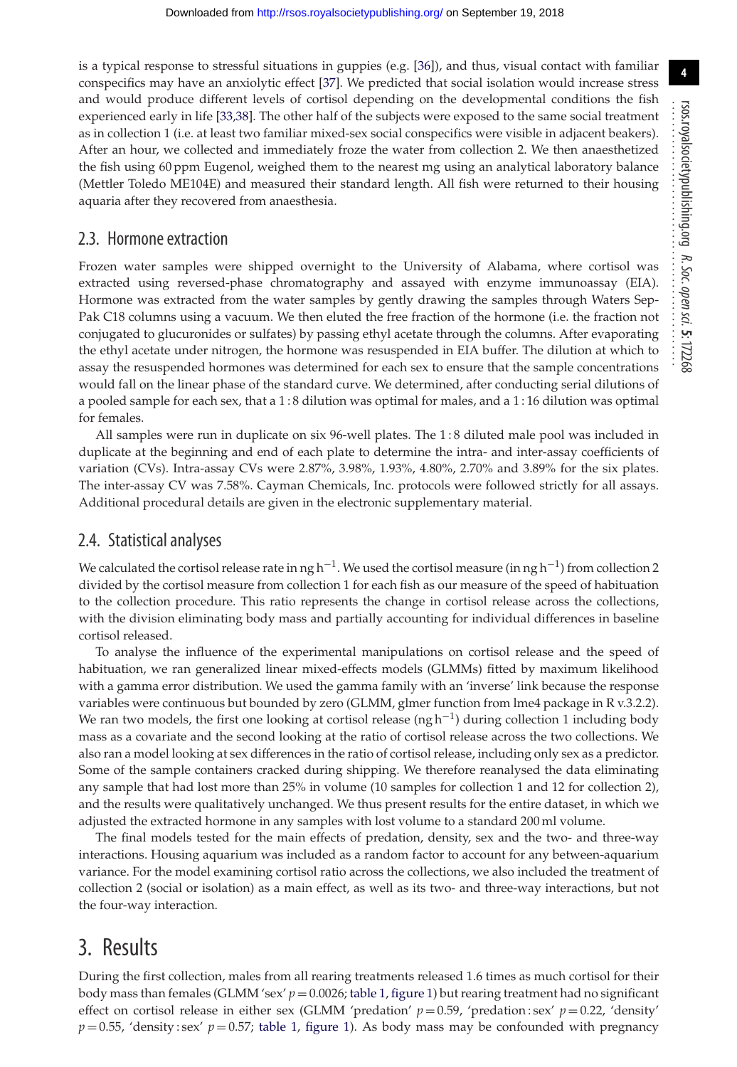is a typical response to stressful situations in guppies (e.g. [36]), and thus, visual contact with familiar conspecifics may have an anxiolytic effect [37]. We predicted that social isolation would increase stress and would produce different levels of cortisol depending on the developmental conditions the fish experienced early in life [33,38]. The other half of the subjects were exposed to the same social treatment as in collection 1 (i.e. at least two familiar mixed-sex social conspecifics were visible in adjacent beakers). After an hour, we collected and immediately froze the water from collection 2. We then anaesthetized the fish using 60 ppm Eugenol, weighed them to the nearest mg using an analytical laboratory balance (Mettler Toledo ME104E) and measured their standard length. All fish were returned to their housing aquaria after they recovered from anaesthesia.

## 2.3. Hormone extraction

Frozen water samples were shipped overnight to the University of Alabama, where cortisol was extracted using reversed-phase chromatography and assayed with enzyme immunoassay (EIA). Hormone was extracted from the water samples by gently drawing the samples through Waters Sep-Pak C18 columns using a vacuum. We then eluted the free fraction of the hormone (i.e. the fraction not conjugated to glucuronides or sulfates) by passing ethyl acetate through the columns. After evaporating the ethyl acetate under nitrogen, the hormone was resuspended in EIA buffer. The dilution at which to assay the resuspended hormones was determined for each sex to ensure that the sample concentrations would fall on the linear phase of the standard curve. We determined, after conducting serial dilutions of a pooled sample for each sex, that a 1 : 8 dilution was optimal for males, and a 1 : 16 dilution was optimal for females.

All samples were run in duplicate on six 96-well plates. The 1 : 8 diluted male pool was included in duplicate at the beginning and end of each plate to determine the intra- and inter-assay coefficients of variation (CVs). Intra-assay CVs were 2.87%, 3.98%, 1.93%, 4.80%, 2.70% and 3.89% for the six plates. The inter-assay CV was 7.58%. Cayman Chemicals, Inc. protocols were followed strictly for all assays. Additional procedural details are given in the electronic supplementary material.

## 2.4. Statistical analyses

We calculated the cortisol release rate in $\mathrm{ng\,h^{-1}}$. We used the cortisol measure (in $\mathrm{ng\,h^{-1}}$) from collection 2 divided by the cortisol measure from collection 1 for each fish as our measure of the speed of habituation to the collection procedure. This ratio represents the change in cortisol release across the collections, with the division eliminating body mass and partially accounting for individual differences in baseline cortisol released.

To analyse the influence of the experimental manipulations on cortisol release and the speed of habituation, we ran generalized linear mixed-effects models (GLMMs) fitted by maximum likelihood with a gamma error distribution. We used the gamma family with an 'inverse' link because the response variables were continuous but bounded by zero (GLMM, glmer function from lme4 package in R v.3.2.2). We ran two models, the first one looking at cortisol release ($\mathrm{ng\,h^{-1}}$) during collection 1 including body mass as a covariate and the second looking at the ratio of cortisol release across the two collections. We also ran a model looking at sex differences in the ratio of cortisol release, including only sex as a predictor. Some of the sample containers cracked during shipping. We therefore reanalysed the data eliminating any sample that had lost more than 25% in volume (10 samples for collection 1 and 12 for collection 2), and the results were qualitatively unchanged. We thus present results for the entire dataset, in which we adjusted the extracted hormone in any samples with lost volume to a standard 200 ml volume.

The final models tested for the main effects of predation, density, sex and the two- and three-way interactions. Housing aquarium was included as a random factor to account for any between-aquarium variance. For the model examining cortisol ratio across the collections, we also included the treatment of collection 2 (social or isolation) as a main effect, as well as its two- and three-way interactions, but not the four-way interaction.

# 3. Results

During the first collection, males from all rearing treatments released 1.6 times as much cortisol for their body mass than females (GLMM 'sex' $p = 0.0026$; table 1, figure 1) but rearing treatment had no significant effect on cortisol release in either sex (GLMM 'predation' $p = 0.59$, 'predation : sex' $p = 0.22$, 'density' $p = 0.55$, 'density : sex' $p = 0.57$; table 1, figure 1). As body mass may be confounded with pregnancy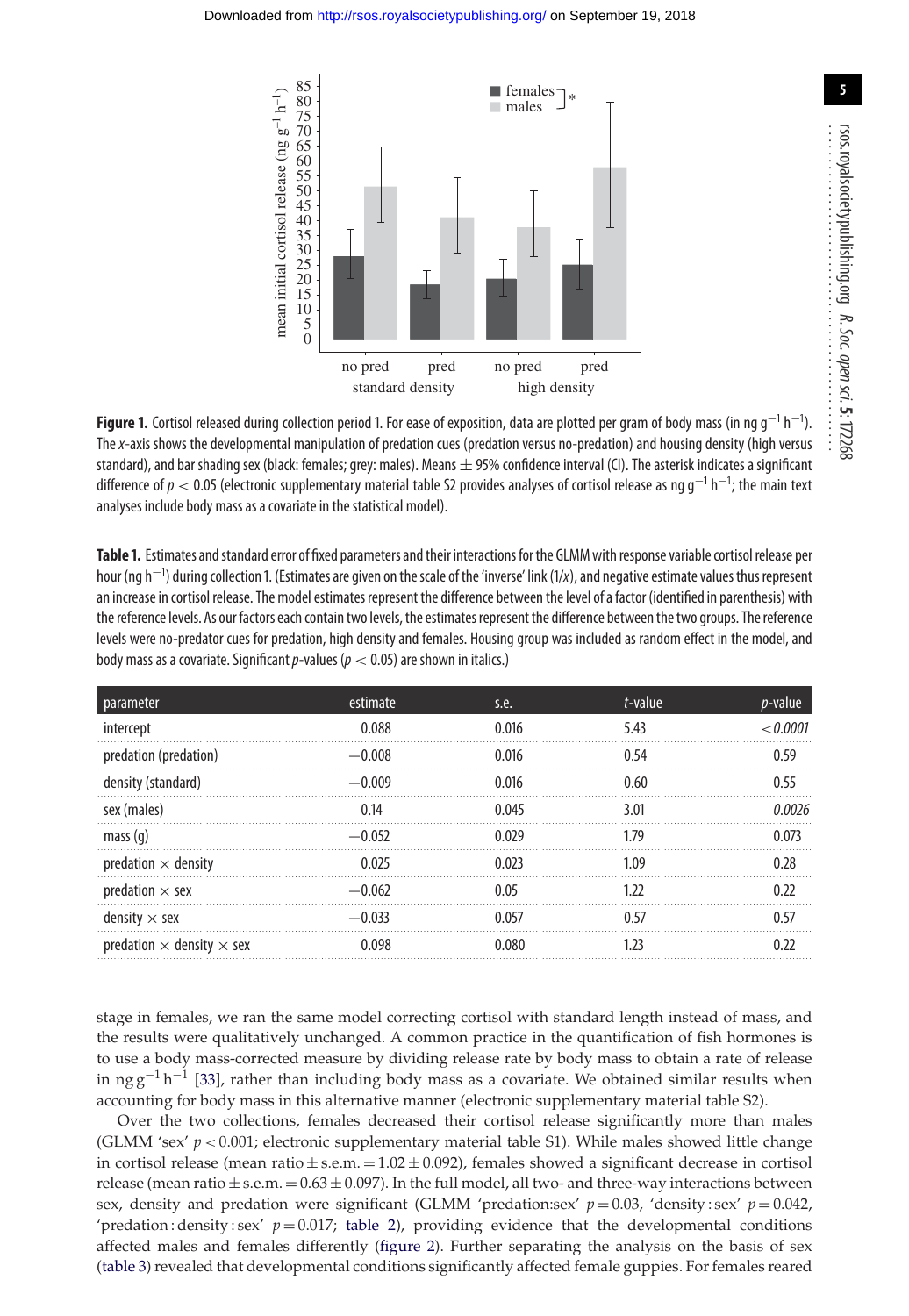mean initial cortisol release (ng g$^{-1}$ h$^{-1}$)

85
80
75
70
65
60
55
50
45
40
35
30
25
20
15
10
5
0

females
males
*

no pred
pred
no pred
pred

standard density
high density

**Figure 1.** Cortisol released during collection period 1. For ease of exposition, data are plotted per gram of body mass (in ng g$^{-1}$ h$^{-1}$). The *x*-axis shows the developmental manipulation of predation cues (predation versus no-predation) and housing density (high versus standard), and bar shading sex (black: females; grey: males). Means ± 95% confidence interval (CI). The asterisk indicates a significant difference of $p < 0.05$ (electronic supplementary material table S2 provides analyses of cortisol release as ng g$^{-1}$ h$^{-1}$; the main text analyses include body mass as a covariate in the statistical model).

**Table 1.** Estimates and standard error of fixed parameters and their interactions for the GLMM with response variable cortisol release per hour (ng h$^{-1}$) during collection 1. (Estimates are given on the scale of the 'inverse' link (1/*x*), and negative estimate values thus represent an increase in cortisol release. The model estimates represent the difference between the level of a factor (identified in parenthesis) with the reference levels. As our factors each contain two levels, the estimates represent the difference between the two groups. The reference levels were no-predator cues for predation, high density and females. Housing group was included as random effect in the model, and body mass as a covariate. Significant *p*-values ($p < 0.05$) are shown in italics.)

| parameter | estimate | s.e. | *t*-value | *p*-value |
|---|---|---|---|---|
| intercept | 0.088 | 0.016 | 5.43 | *<0.0001* |
| predation (predation) | −0.008 | 0.016 | 0.54 | 0.59 |
| density (standard) | −0.009 | 0.016 | 0.60 | 0.55 |
| sex (males) | 0.14 | 0.045 | 3.01 | *0.0026* |
| mass (g) | −0.052 | 0.029 | 1.79 | 0.073 |
| predation × density | 0.025 | 0.023 | 1.09 | 0.28 |
| predation × sex | −0.062 | 0.05 | 1.22 | 0.22 |
| density × sex | −0.033 | 0.057 | 0.57 | 0.57 |
| predation × density × sex | 0.098 | 0.080 | 1.23 | 0.22 |

stage in females, we ran the same model correcting cortisol with standard length instead of mass, and the results were qualitatively unchanged. A common practice in the quantification of fish hormones is to use a body mass-corrected measure by dividing release rate by body mass to obtain a rate of release in ng g$^{-1}$ h$^{-1}$ [33], rather than including body mass as a covariate. We obtained similar results when accounting for body mass in this alternative manner (electronic supplementary material table S2).

Over the two collections, females decreased their cortisol release significantly more than males (GLMM 'sex' $p < 0.001$; electronic supplementary material table S1). While males showed little change in cortisol release (mean ratio ± s.e.m. = 1.02 ± 0.092), females showed a significant decrease in cortisol release (mean ratio ± s.e.m. = 0.63 ± 0.097). In the full model, all two- and three-way interactions between sex, density and predation were significant (GLMM 'predation:sex' $p = 0.03$, 'density : sex' $p = 0.042$, 'predation : density : sex' $p = 0.017$; table 2), providing evidence that the developmental conditions affected males and females differently (figure 2). Further separating the analysis on the basis of sex (table 3) revealed that developmental conditions significantly affected female guppies. For females reared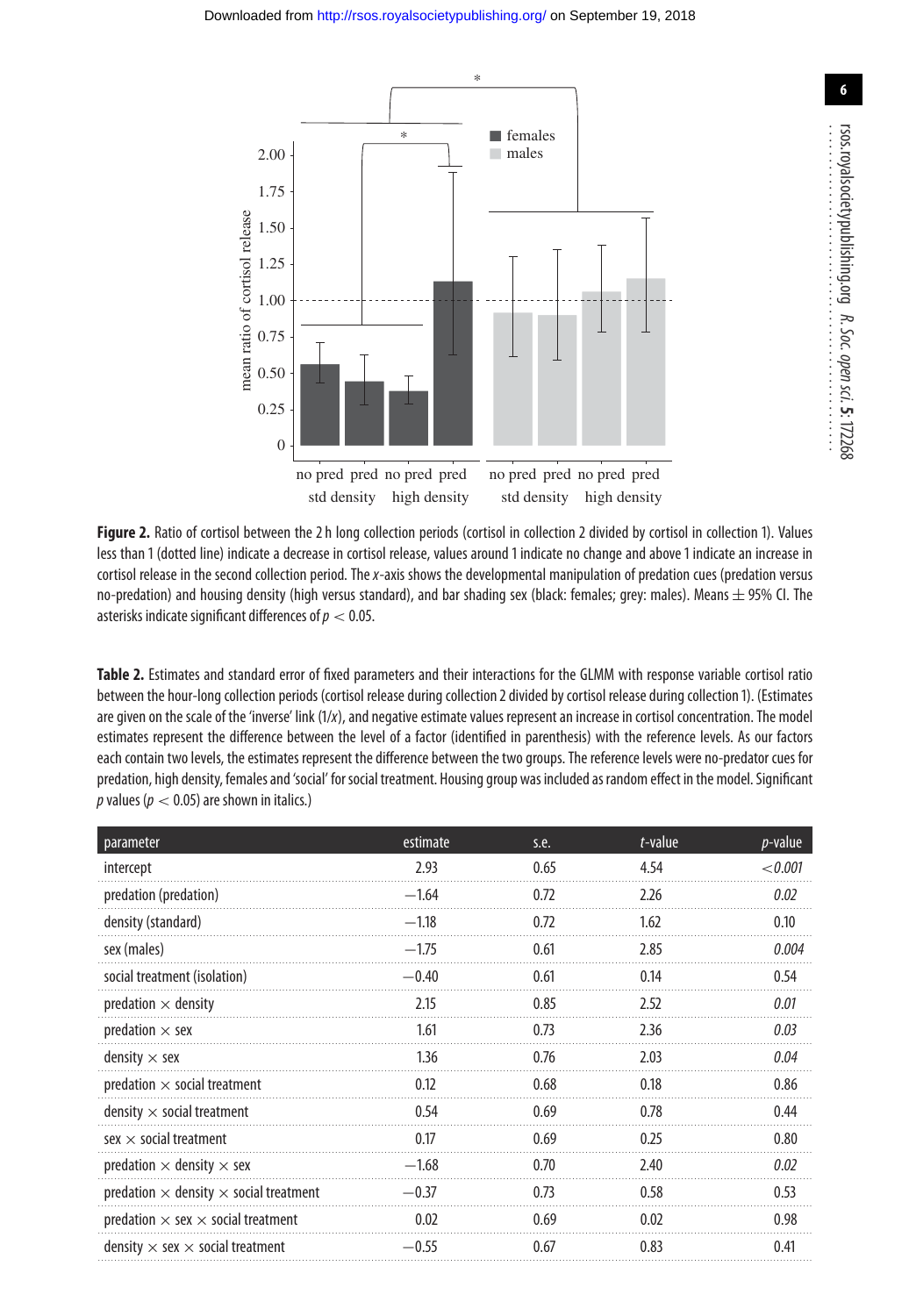females
males

2.00
1.75
1.50
1.25
1.00
0.75
0.50
0.25
0

mean ratio of cortisol release

*
*

no pred pred no pred pred
std density high density

no pred pred no pred pred
std density high density

**Figure 2.** Ratio of cortisol between the 2 h long collection periods (cortisol in collection 2 divided by cortisol in collection 1). Values less than 1 (dotted line) indicate a decrease in cortisol release, values around 1 indicate no change and above 1 indicate an increase in cortisol release in the second collection period. The *x*-axis shows the developmental manipulation of predation cues (predation versus no-predation) and housing density (high versus standard), and bar shading sex (black: females; grey: males). Means ± 95% CI. The asterisks indicate significant differences of $p < 0.05$.

**Table 2.** Estimates and standard error of fixed parameters and their interactions for the GLMM with response variable cortisol ratio between the hour-long collection periods (cortisol release during collection 2 divided by cortisol release during collection 1). (Estimates are given on the scale of the 'inverse' link (1/*x*), and negative estimate values represent an increase in cortisol concentration. The model estimates represent the difference between the level of a factor (identified in parenthesis) with the reference levels. As our factors each contain two levels, the estimates represent the difference between the two groups. The reference levels were no-predator cues for predation, high density, females and 'social' for social treatment. Housing group was included as random effect in the model. Significant *p* values ($p < 0.05$) are shown in italics.)

| parameter | estimate | s.e. | *t*-value | *p*-value |
|---|---|---|---|---|
| intercept | 2.93 | 0.65 | 4.54 | *<0.001* |
| predation (predation) | −1.64 | 0.72 | 2.26 | *0.02* |
| density (standard) | −1.18 | 0.72 | 1.62 | 0.10 |
| sex (males) | −1.75 | 0.61 | 2.85 | *0.004* |
| social treatment (isolation) | −0.40 | 0.61 | 0.14 | 0.54 |
| predation × density | 2.15 | 0.85 | 2.52 | *0.01* |
| predation × sex | 1.61 | 0.73 | 2.36 | *0.03* |
| density × sex | 1.36 | 0.76 | 2.03 | *0.04* |
| predation × social treatment | 0.12 | 0.68 | 0.18 | 0.86 |
| density × social treatment | 0.54 | 0.69 | 0.78 | 0.44 |
| sex × social treatment | 0.17 | 0.69 | 0.25 | 0.80 |
| predation × density × sex | −1.68 | 0.70 | 2.40 | *0.02* |
| predation × density × social treatment | −0.37 | 0.73 | 0.58 | 0.53 |
| predation × sex × social treatment | 0.02 | 0.69 | 0.02 | 0.98 |
| density × sex × social treatment | −0.55 | 0.67 | 0.83 | 0.41 |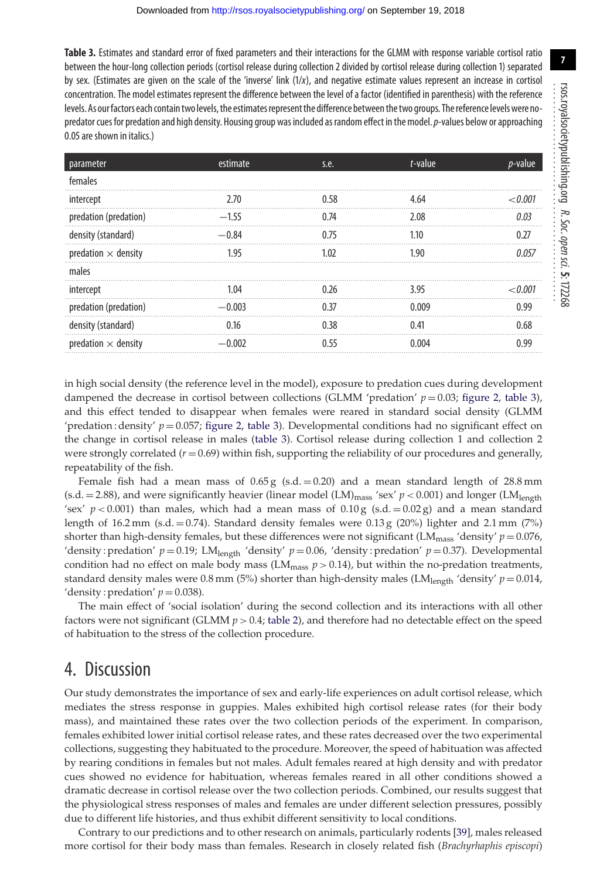**Table 3.** Estimates and standard error of fixed parameters and their interactions for the GLMM with response variable cortisol ratio between the hour-long collection periods (cortisol release during collection 2 divided by cortisol release during collection 1) separated by sex. (Estimates are given on the scale of the 'inverse' link (1/*x*), and negative estimate values represent an increase in cortisol concentration. The model estimates represent the difference between the level of a factor (identified in parenthesis) with the reference levels. As our factors each contain two levels, the estimates represent the difference between the two groups. The reference levels were no-predator cues for predation and high density. Housing group was included as random effect in the model. *p*-values below or approaching 0.05 are shown in italics.)

| parameter | estimate | s.e. | *t*-value | *p*-value |
|---|---|---|---|---|
| females | | | | |
| intercept | 2.70 | 0.58 | 4.64 | *<0.001* |
| predation (predation) | −1.55 | 0.74 | 2.08 | *0.03* |
| density (standard) | −0.84 | 0.75 | 1.10 | 0.27 |
| predation × density | 1.95 | 1.02 | 1.90 | *0.057* |
| males | | | | |
| intercept | 1.04 | 0.26 | 3.95 | *<0.001* |
| predation (predation) | −0.003 | 0.37 | 0.009 | 0.99 |
| density (standard) | 0.16 | 0.38 | 0.41 | 0.68 |
| predation × density | −0.002 | 0.55 | 0.004 | 0.99 |

in high social density (the reference level in the model), exposure to predation cues during development dampened the decrease in cortisol between collections (GLMM 'predation' $p = 0.03$; figure 2, table 3), and this effect tended to disappear when females were reared in standard social density (GLMM 'predation : density' $p = 0.057$; figure 2, table 3). Developmental conditions had no significant effect on the change in cortisol release in males (table 3). Cortisol release during collection 1 and collection 2 were strongly correlated ($r = 0.69$) within fish, supporting the reliability of our procedures and generally, repeatability of the fish.

Female fish had a mean mass of 0.65 g (s.d. = 0.20) and a mean standard length of 28.8 mm (s.d. = 2.88), and were significantly heavier (linear model $(\mathrm{LM})_{\mathrm{mass}}$ 'sex' $p < 0.001$) and longer ($\mathrm{LM}_{\mathrm{length}}$ 'sex' $p < 0.001$) than males, which had a mean mass of 0.10 g (s.d. = 0.02 g) and a mean standard length of 16.2 mm (s.d. = 0.74). Standard density females were 0.13 g (20%) lighter and 2.1 mm (7%) shorter than high-density females, but these differences were not significant ($\mathrm{LM}_{\mathrm{mass}}$ 'density' $p = 0.076$, 'density : predation' $p = 0.19$; $\mathrm{LM}_{\mathrm{length}}$ 'density' $p = 0.06$, 'density : predation' $p = 0.37$). Developmental condition had no effect on male body mass ($\mathrm{LM}_{\mathrm{mass}}$ $p > 0.14$), but within the no-predation treatments, standard density males were 0.8 mm (5%) shorter than high-density males ($\mathrm{LM}_{\mathrm{length}}$ 'density' $p = 0.014$, 'density : predation' $p = 0.038$).

The main effect of 'social isolation' during the second collection and its interactions with all other factors were not significant (GLMM $p > 0.4$; table 2), and therefore had no detectable effect on the speed of habituation to the stress of the collection procedure.

## 4. Discussion

Our study demonstrates the importance of sex and early-life experiences on adult cortisol release, which mediates the stress response in guppies. Males exhibited high cortisol release rates (for their body mass), and maintained these rates over the two collection periods of the experiment. In comparison, females exhibited lower initial cortisol release rates, and these rates decreased over the two experimental collections, suggesting they habituated to the procedure. Moreover, the speed of habituation was affected by rearing conditions in females but not males. Adult females reared at high density and with predator cues showed no evidence for habituation, whereas females reared in all other conditions showed a dramatic decrease in cortisol release over the two collection periods. Combined, our results suggest that the physiological stress responses of males and females are under different selection pressures, possibly due to different life histories, and thus exhibit different sensitivity to local conditions.

Contrary to our predictions and to other research on animals, particularly rodents [39], males released more cortisol for their body mass than females. Research in closely related fish (*Brachyrhaphis episcopi*)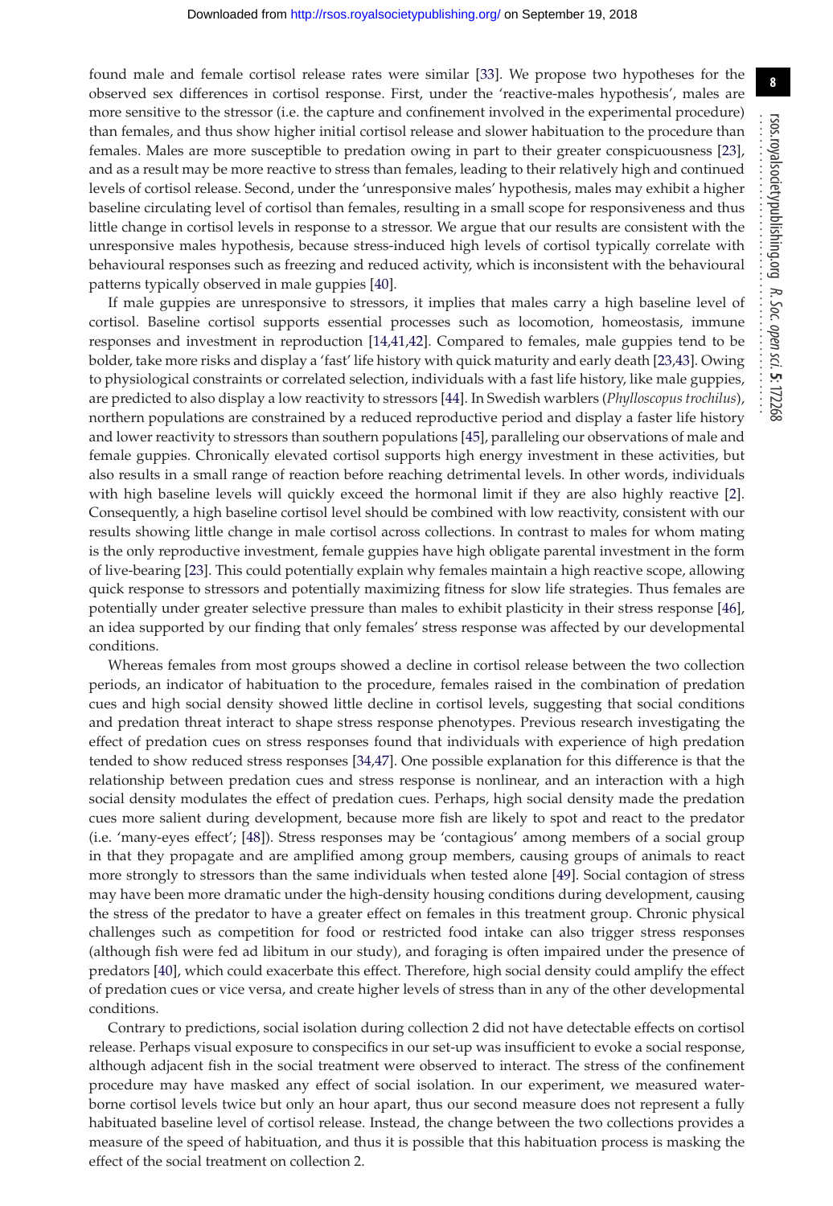found male and female cortisol release rates were similar [33]. We propose two hypotheses for the observed sex differences in cortisol response. First, under the 'reactive-males hypothesis', males are more sensitive to the stressor (i.e. the capture and confinement involved in the experimental procedure) than females, and thus show higher initial cortisol release and slower habituation to the procedure than females. Males are more susceptible to predation owing in part to their greater conspicuousness [23], and as a result may be more reactive to stress than females, leading to their relatively high and continued levels of cortisol release. Second, under the 'unresponsive males' hypothesis, males may exhibit a higher baseline circulating level of cortisol than females, resulting in a small scope for responsiveness and thus little change in cortisol levels in response to a stressor. We argue that our results are consistent with the unresponsive males hypothesis, because stress-induced high levels of cortisol typically correlate with behavioural responses such as freezing and reduced activity, which is inconsistent with the behavioural patterns typically observed in male guppies [40].

If male guppies are unresponsive to stressors, it implies that males carry a high baseline level of cortisol. Baseline cortisol supports essential processes such as locomotion, homeostasis, immune responses and investment in reproduction [14,41,42]. Compared to females, male guppies tend to be bolder, take more risks and display a 'fast' life history with quick maturity and early death [23,43]. Owing to physiological constraints or correlated selection, individuals with a fast life history, like male guppies, are predicted to also display a low reactivity to stressors [44]. In Swedish warblers (*Phylloscopus trochilus*), northern populations are constrained by a reduced reproductive period and display a faster life history and lower reactivity to stressors than southern populations [45], paralleling our observations of male and female guppies. Chronically elevated cortisol supports high energy investment in these activities, but also results in a small range of reaction before reaching detrimental levels. In other words, individuals with high baseline levels will quickly exceed the hormonal limit if they are also highly reactive [2]. Consequently, a high baseline cortisol level should be combined with low reactivity, consistent with our results showing little change in male cortisol across collections. In contrast to males for whom mating is the only reproductive investment, female guppies have high obligate parental investment in the form of live-bearing [23]. This could potentially explain why females maintain a high reactive scope, allowing quick response to stressors and potentially maximizing fitness for slow life strategies. Thus females are potentially under greater selective pressure than males to exhibit plasticity in their stress response [46], an idea supported by our finding that only females' stress response was affected by our developmental conditions.

Whereas females from most groups showed a decline in cortisol release between the two collection periods, an indicator of habituation to the procedure, females raised in the combination of predation cues and high social density showed little decline in cortisol levels, suggesting that social conditions and predation threat interact to shape stress response phenotypes. Previous research investigating the effect of predation cues on stress responses found that individuals with experience of high predation tended to show reduced stress responses [34,47]. One possible explanation for this difference is that the relationship between predation cues and stress response is nonlinear, and an interaction with a high social density modulates the effect of predation cues. Perhaps, high social density made the predation cues more salient during development, because more fish are likely to spot and react to the predator (i.e. 'many-eyes effect'; [48]). Stress responses may be 'contagious' among members of a social group in that they propagate and are amplified among group members, causing groups of animals to react more strongly to stressors than the same individuals when tested alone [49]. Social contagion of stress may have been more dramatic under the high-density housing conditions during development, causing the stress of the predator to have a greater effect on females in this treatment group. Chronic physical challenges such as competition for food or restricted food intake can also trigger stress responses (although fish were fed ad libitum in our study), and foraging is often impaired under the presence of predators [40], which could exacerbate this effect. Therefore, high social density could amplify the effect of predation cues or vice versa, and create higher levels of stress than in any of the other developmental conditions.

Contrary to predictions, social isolation during collection 2 did not have detectable effects on cortisol release. Perhaps visual exposure to conspecifics in our set-up was insufficient to evoke a social response, although adjacent fish in the social treatment were observed to interact. The stress of the confinement procedure may have masked any effect of social isolation. In our experiment, we measured water-borne cortisol levels twice but only an hour apart, thus our second measure does not represent a fully habituated baseline level of cortisol release. Instead, the change between the two collections provides a measure of the speed of habituation, and thus it is possible that this habituation process is masking the effect of the social treatment on collection 2.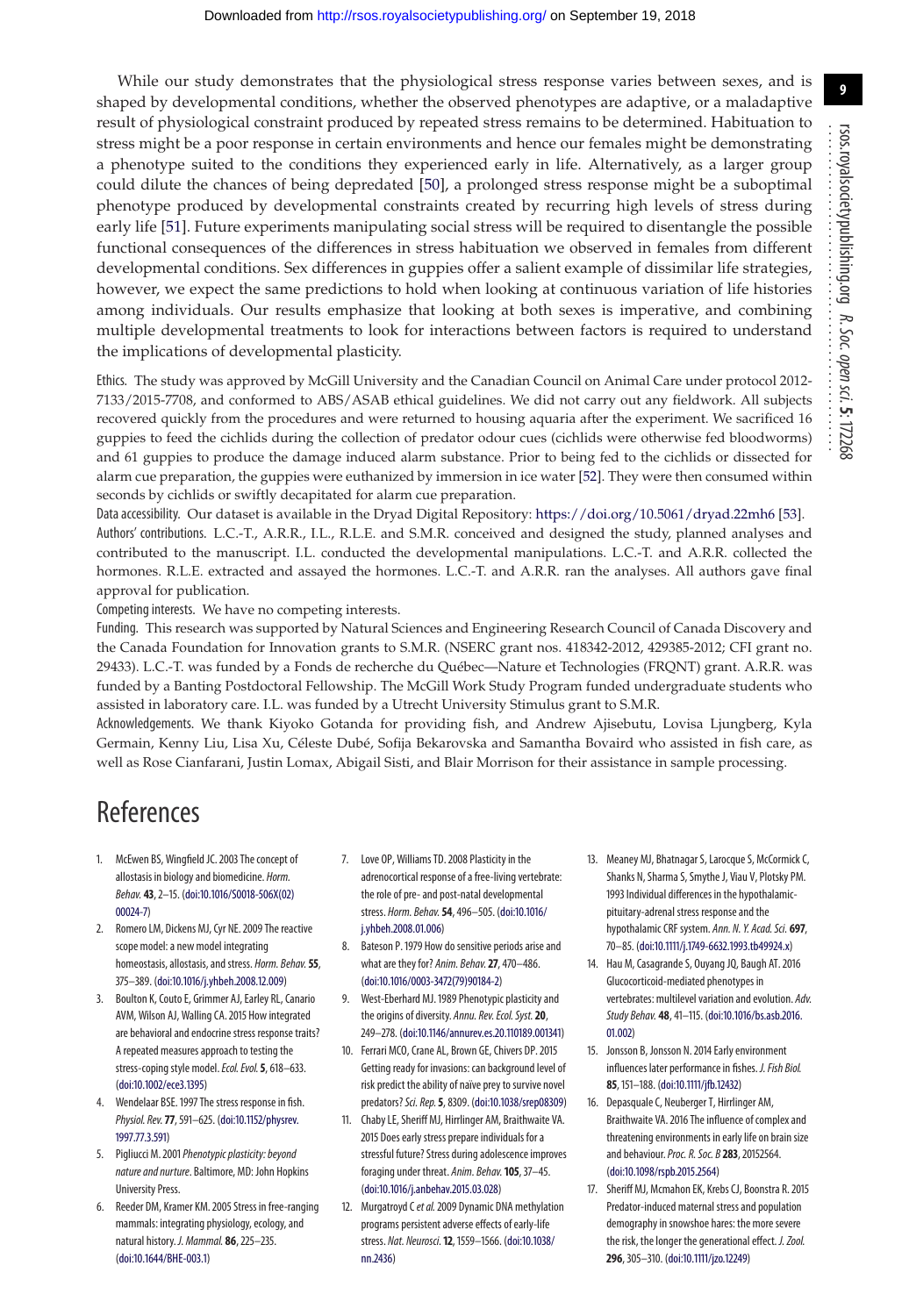While our study demonstrates that the physiological stress response varies between sexes, and is shaped by developmental conditions, whether the observed phenotypes are adaptive, or a maladaptive result of physiological constraint produced by repeated stress remains to be determined. Habituation to stress might be a poor response in certain environments and hence our females might be demonstrating a phenotype suited to the conditions they experienced early in life. Alternatively, as a larger group could dilute the chances of being depredated [50], a prolonged stress response might be a suboptimal phenotype produced by developmental constraints created by recurring high levels of stress during early life [51]. Future experiments manipulating social stress will be required to disentangle the possible functional consequences of the differences in stress habituation we observed in females from different developmental conditions. Sex differences in guppies offer a salient example of dissimilar life strategies, however, we expect the same predictions to hold when looking at continuous variation of life histories among individuals. Our results emphasize that looking at both sexes is imperative, and combining multiple developmental treatments to look for interactions between factors is required to understand the implications of developmental plasticity.

Ethics. The study was approved by McGill University and the Canadian Council on Animal Care under protocol 2012-7133/2015-7708, and conformed to ABS/ASAB ethical guidelines. We did not carry out any fieldwork. All subjects recovered quickly from the procedures and were returned to housing aquaria after the experiment. We sacrificed 16 guppies to feed the cichlids during the collection of predator odour cues (cichlids were otherwise fed bloodworms) and 61 guppies to produce the damage induced alarm substance. Prior to being fed to the cichlids or dissected for alarm cue preparation, the guppies were euthanized by immersion in ice water [52]. They were then consumed within seconds by cichlids or swiftly decapitated for alarm cue preparation.

Data accessibility. Our dataset is available in the Dryad Digital Repository: https://doi.org/10.5061/dryad.22mh6 [53].

Authors' contributions. L.C.-T., A.R.R., I.L., R.L.E. and S.M.R. conceived and designed the study, planned analyses and contributed to the manuscript. I.L. conducted the developmental manipulations. L.C.-T. and A.R.R. collected the hormones. R.L.E. extracted and assayed the hormones. L.C.-T. and A.R.R. ran the analyses. All authors gave final approval for publication.

Competing interests. We have no competing interests.

Funding. This research was supported by Natural Sciences and Engineering Research Council of Canada Discovery and the Canada Foundation for Innovation grants to S.M.R. (NSERC grant nos. 418342-2012, 429385-2012; CFI grant no. 29433). L.C.-T. was funded by a Fonds de recherche du Québec—Nature et Technologies (FRQNT) grant. A.R.R. was funded by a Banting Postdoctoral Fellowship. The McGill Work Study Program funded undergraduate students who assisted in laboratory care. I.L. was funded by a Utrecht University Stimulus grant to S.M.R.

Acknowledgements. We thank Kiyoko Gotanda for providing fish, and Andrew Ajisebutu, Lovisa Ljungberg, Kyla Germain, Kenny Liu, Lisa Xu, Céleste Dubé, Sofija Bekarovska and Samantha Bovaird who assisted in fish care, as well as Rose Cianfarani, Justin Lomax, Abigail Sisti, and Blair Morrison for their assistance in sample processing.

# References

1. McEwen BS, Wingfield JC. 2003 The concept of allostasis in biology and biomedicine. *Horm. Behav.* **43**, 2–15. (doi:10.1016/S0018-506X(02)00024-7)
2. Romero LM, Dickens MJ, Cyr NE. 2009 The reactive scope model: a new model integrating homeostasis, allostasis, and stress. *Horm. Behav.* **55**, 375–389. (doi:10.1016/j.yhbeh.2008.12.009)
3. Boulton K, Couto E, Grimmer AJ, Earley RL, Canario AVM, Wilson AJ, Walling CA. 2015 How integrated are behavioral and endocrine stress response traits? A repeated measures approach to testing the stress-coping style model. *Ecol. Evol.* **5**, 618–633. (doi:10.1002/ece3.1395)
4. Wendelaar BSE. 1997 The stress response in fish. *Physiol. Rev.* **77**, 591–625. (doi:10.1152/physrev.1997.77.3.591)
5. Pigliucci M. 2001 *Phenotypic plasticity: beyond nature and nurture*. Baltimore, MD: John Hopkins University Press.
6. Reeder DM, Kramer KM. 2005 Stress in free-ranging mammals: integrating physiology, ecology, and natural history. *J. Mammal.* **86**, 225–235. (doi:10.1644/BHE-003.1)
7. Love OP, Williams TD. 2008 Plasticity in the adrenocortical response of a free-living vertebrate: the role of pre- and post-natal developmental stress. *Horm. Behav.* **54**, 496–505. (doi:10.1016/j.yhbeh.2008.01.006)
8. Bateson P. 1979 How do sensitive periods arise and what are they for? *Anim. Behav.* **27**, 470–486. (doi:10.1016/0003-3472(79)90184-2)
9. West-Eberhard MJ. 1989 Phenotypic plasticity and the origins of diversity. *Annu. Rev. Ecol. Syst.* **20**, 249–278. (doi:10.1146/annurev.es.20.110189.001341)
10. Ferrari MCO, Crane AL, Brown GE, Chivers DP. 2015 Getting ready for invasions: can background level of risk predict the ability of naive prey to survive novel predators? *Sci. Rep.* **5**, 8309. (doi:10.1038/srep08309)
11. Chaby LE, Sheriff MJ, Hirrlinger AM, Braithwaite VA. 2015 Does early stress prepare individuals for a stressful future? Stress during adolescence improves foraging under threat. *Anim. Behav.* **105**, 37–45. (doi:10.1016/j.anbehav.2015.03.028)
12. Murgatroyd C *et al.* 2009 Dynamic DNA methylation programs persistent adverse effects of early-life stress. *Nat. Neurosci.* **12**, 1559–1566. (doi:10.1038/nn.2436)
13. Meaney MJ, Bhatnagar S, Larocque S, McCormick C, Shanks N, Sharma S, Smythe J, Viau V, Plotsky PM. 1993 Individual differences in the hypothalamic-pituitary-adrenal stress response and the hypothalamic CRF system. *Ann. N. Y. Acad. Sci.* **697**, 70–85. (doi:10.1111/j.1749-6632.1993.tb49924.x)
14. Hau M, Casagrande S, Ouyang JQ, Baugh AT. 2016 Glucocorticoid-mediated phenotypes in vertebrates: multilevel variation and evolution. *Adv. Study Behav.* **48**, 41–115. (doi:10.1016/bs.asb.2016.01.002)
15. Jonsson B, Jonsson N. 2014 Early environment influences later performance in fishes. *J. Fish Biol.* **85**, 151–188. (doi:10.1111/jfb.12432)
16. Depasquale C, Neuberger T, Hirrlinger AM, Braithwaite VA. 2016 The influence of complex and threatening environments in early life on brain size and behaviour. *Proc. R. Soc. B* **283**, 20152564. (doi:10.1098/rspb.2015.2564)
17. Sheriff MJ, Mcmahon EK, Krebs CJ, Boonstra R. 2015 Predator-induced maternal stress and population demography in snowshoe hares: the more severe the risk, the longer the generational effect. *J. Zool.* **296**, 305–310. (doi:10.1111/jzo.12249)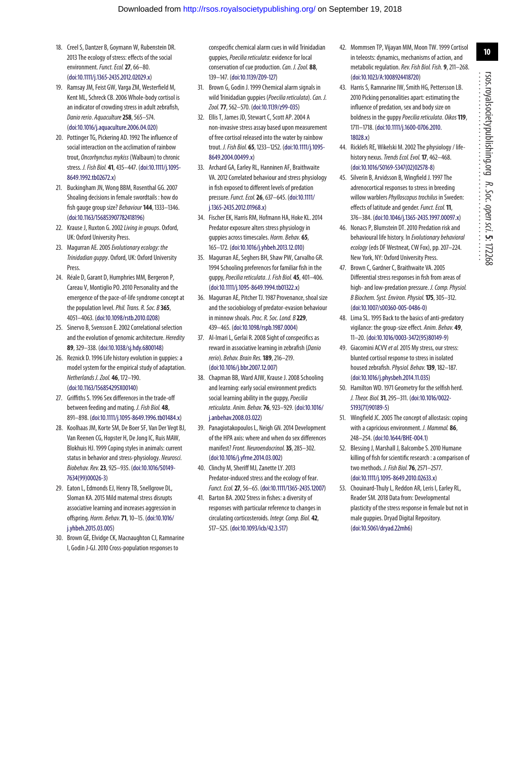18. Creel S, Dantzer B, Goymann W, Rubenstein DR. 2013 The ecology of stress: effects of the social environment. *Funct. Ecol.* **27**, 66–80. (doi:10.1111/j.1365-2435.2012.02029.x)
19. Ramsay JM, Feist GW, Varga ZM, Westerfield M, Kent ML, Schreck CB. 2006 Whole-body cortisol is an indicator of crowding stress in adult zebrafish, *Danio rerio*. *Aquaculture* **258**, 565–574. (doi:10.1016/j.aquaculture.2006.04.020)
20. Pottinger TG, Pickering AD. 1992 The influence of social interaction on the acclimation of rainbow trout, *Oncorhynchus mykiss* (Walbaum) to chronic stress. *J. Fish Biol.* **41**, 435–447. (doi:10.1111/j.1095-8649.1992.tb02672.x)
21. Buckingham JN, Wong BBM, Rosenthal GG. 2007 Shoaling decisions in female swordtails : how do fish gauge group size? *Behaviour* **144**, 1333–1346. (doi:10.1163/156853907782418196)
22. Krause J, Ruxton G. 2002 *Living in groups*. Oxford, UK: Oxford University Press.
23. Magurran AE. 2005 *Evolutionary ecology: the Trinidadian guppy*. Oxford, UK: Oxford University Press.
24. Réale D, Garant D, Humphries MM, Bergeron P, Careau V, Montiglio PO. 2010 Personality and the emergence of the pace-of-life syndrome concept at the population level. *Phil. Trans. R. Soc. B* **365**, 4051–4063. (doi:10.1098/rstb.2010.0208)
25. Sinervo B, Svensson E. 2002 Correlational selection and the evolution of genomic architecture. *Heredity* **89**, 329–338. (doi:10.1038/sj.hdy.6800148)
26. Reznick D. 1996 Life history evolution in guppies: a model system for the empirical study of adaptation. *Netherlands J. Zool.* **46**, 172–190. (doi:10.1163/156854295X00140)
27. Griffiths S. 1996 Sex differences in the trade-off between feeding and mating. *J. Fish Biol.* **48**, 891–898. (doi:10.1111/j.1095-8649.1996.tb01484.x)
28. Koolhaas JM, Korte SM, De Boer SF, Van Der Vegt BJ, Van Reenen CG, Hopster H, De Jong IC, Ruis MAW, Blokhuis HJ. 1999 Coping styles in animals: current status in behavior and stress-physiology. *Neurosci. Biobehav. Rev.* **23**, 925–935. (doi:10.1016/S0149-7634(99)00026-3)
29. Eaton L, Edmonds EJ, Henry TB, Snellgrove DL, Sloman KA. 2015 Mild maternal stress disrupts associative learning and increases aggression in offspring. *Horm. Behav.* **71**, 10–15. (doi:10.1016/j.yhbeh.2015.03.005)
30. Brown GE, Elvidge CK, Macnaughton CJ, Ramnarine I, Godin J-GJ. 2010 Cross-population responses to conspecific chemical alarm cues in wild Trinidadian guppies, *Poecilia reticulata*: evidence for local conservation of cue production. *Can. J. Zool.* **88**, 139–147. (doi:10.1139/Z09-127)
31. Brown G, Godin J. 1999 Chemical alarm signals in wild Trinidadian guppies (*Poecilia reticulata*). *Can. J. Zool.* **77**, 562–570. (doi:10.1139/z99-035)
32. Ellis T, James JD, Stewart C, Scott AP. 2004 A non-invasive stress assay based upon measurement of free cortisol released into the water by rainbow trout. *J. Fish Biol.* **65**, 1233–1252. (doi:10.1111/j.1095-8649.2004.00499.x)
33. Archard GA, Earley RL, Hanninen AF, Braithwaite VA. 2012 Correlated behaviour and stress physiology in fish exposed to different levels of predation pressure. *Funct. Ecol.* **26**, 637–645. (doi:10.1111/j.1365-2435.2012.01968.x)
34. Fischer EK, Harris RM, Hofmann HA, Hoke KL. 2014 Predator exposure alters stress physiology in guppies across timescales. *Horm. Behav.* **65**, 165–172. (doi:10.1016/j.yhbeh.2013.12.010)
35. Magurran AE, Seghers BH, Shaw PW, Carvalho GR. 1994 Schooling preferences for familiar fish in the guppy, *Poecilia reticulata*. *J. Fish Biol.* **45**, 401–406. (doi:10.1111/j.1095-8649.1994.tb01322.x)
36. Magurran AE, Pitcher TJ. 1987 Provenance, shoal size and the sociobiology of predator-evasion behaviour in minnow shoals. *Proc. R. Soc. Lond. B* **229**, 439–465. (doi:10.1098/rspb.1987.0004)
37. Al-Imari L, Gerlai R. 2008 Sight of conspecifics as reward in associative learning in zebrafish (*Danio rerio*). *Behav. Brain Res.* **189**, 216–219. (doi:10.1016/j.bbr.2007.12.007)
38. Chapman BB, Ward AJW, Krause J. 2008 Schooling and learning: early social environment predicts social learning ability in the guppy, *Poecilia reticulata*. *Anim. Behav.* **76**, 923–929. (doi:10.1016/j.anbehav.2008.03.022)
39. Panagiotakopoulos L, Neigh GN. 2014 Development of the HPA axis: where and when do sex differences manifest? *Front. Neuroendocrinol.* **35**, 285–302. (doi:10.1016/j.yfrne.2014.03.002)
40. Clinchy M, Sheriff MJ, Zanette LY. 2013 Predator-induced stress and the ecology of fear. *Funct. Ecol.* **27**, 56–65. (doi:10.1111/1365-2435.12007)
41. Barton BA. 2002 Stress in fishes: a diversity of responses with particular reference to changes in circulating corticosteroids. *Integr. Comp. Biol.* **42**, 517–525. (doi:10.1093/icb/42.3.517)
42. Mommsen TP, Vijayan MM, Moon TW. 1999 Cortisol in teleosts: dynamics, mechanisms of action, and metabolic regulation. *Rev. Fish Biol. Fish.* **9**, 211–268. (doi:10.1023/A:1008924418720)
43. Harris S, Ramnarine IW, Smith HG, Pettersson LB. 2010 Picking personalities apart: estimating the influence of predation, sex and body size on boldness in the guppy *Poecilia reticulata*. *Oikos* **119**, 1711–1718. (doi:10.1111/j.1600-0706.2010.18028.x)
44. Ricklefs RE, Wikelski M. 2002 The physiology / life-history nexus. *Trends Ecol. Evol.* **17**, 462–468. (doi:10.1016/S0169-5347(02)02578-8)
45. Silverin B, Arvidsson B, Wingfield J. 1997 The adrenocortical responses to stress in breeding willow warblers *Phylloscopus trochilus* in Sweden: effects of latitude and gender. *Funct. Ecol.* **11**, 376–384. (doi:10.1046/j.1365-2435.1997.00097.x)
46. Nonacs P, Blumstein DT. 2010 Predation risk and behavioural life history. In *Evolutionary behavioral ecology* (eds DF Westneat, CW Fox), pp. 207–224. New York, NY: Oxford University Press.
47. Brown C, Gardner C, Braithwaite VA. 2005 Differential stress responses in fish from areas of high- and low-predation pressure. *J. Comp. Physiol. B Biochem. Syst. Environ. Physiol.* **175**, 305–312. (doi:10.1007/s00360-005-0486-0)
48. Lima SL. 1995 Back to the basics of anti-predatory vigilance: the group-size effect. *Anim. Behav.* **49**, 11–20. (doi:10.1016/0003-3472(95)80149-9)
49. Giacomini ACVV *et al.* 2015 My stress, our stress: blunted cortisol response to stress in isolated housed zebrafish. *Physiol. Behav.* **139**, 182–187. (doi:10.1016/j.physbeh.2014.11.035)
50. Hamilton WD. 1971 Geometry for the selfish herd. *J. Theor. Biol.* **31**, 295–311. (doi:10.1016/0022-5193(71)90189-5)
51. Wingfield JC. 2005 The concept of allostasis: coping with a capricious environment. *J. Mammal.* **86**, 248–254. (doi:10.1644/BHE-004.1)
52. Blessing J, Marshall J, Balcombe S. 2010 Humane killing of fish for scientific research : a comparison of two methods. *J. Fish Biol.* **76**, 2571–2577. (doi:10.1111/j.1095-8649.2010.02633.x)
53. Chouinard-Thuly L, Reddon AR, Leris I, Earley RL, Reader SM. 2018 Data from: Developmental plasticity of the stress response in female but not in male guppies. Dryad Digital Repository. (doi:10.5061/dryad.22mh6)